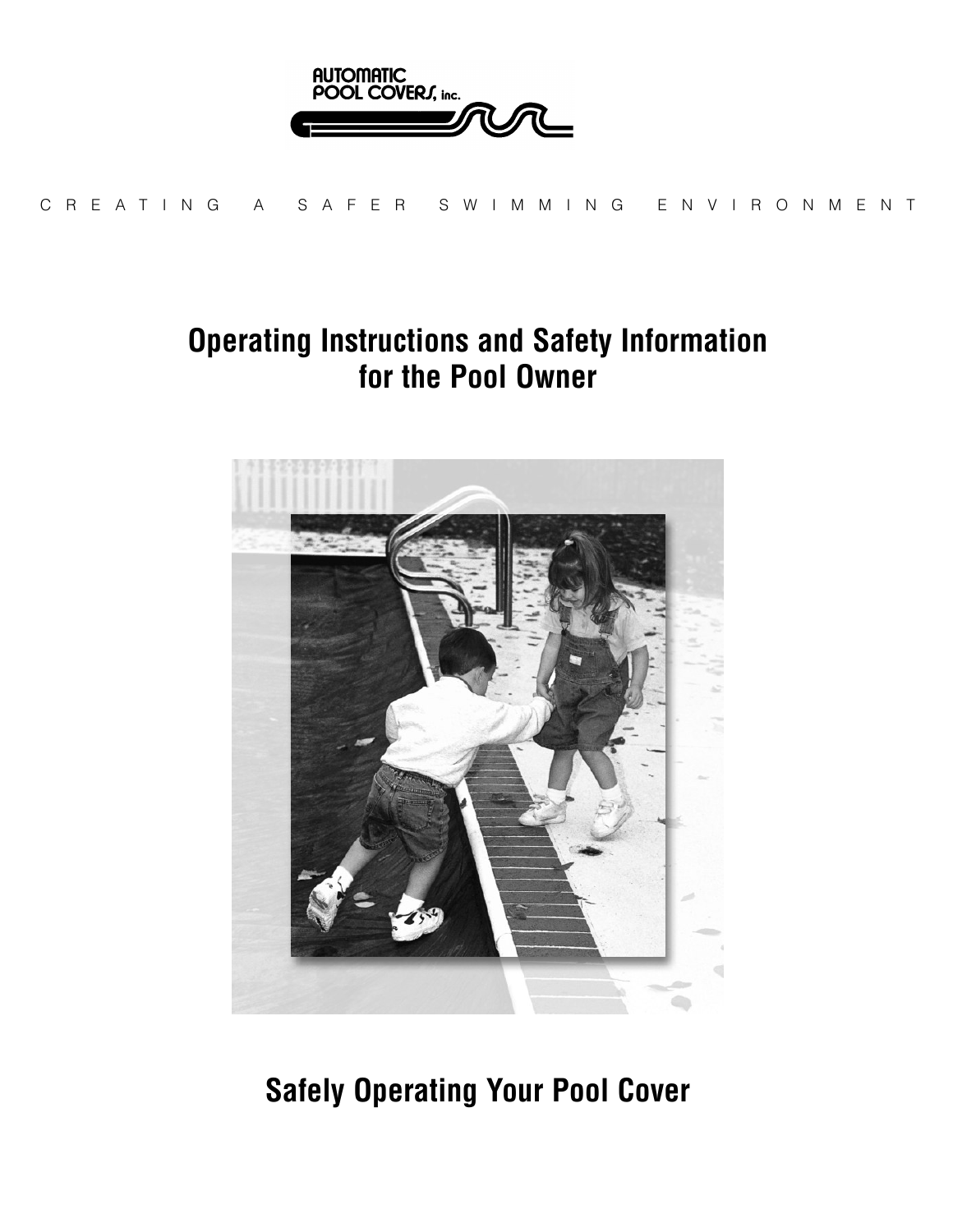AUTOMATIC POOL COVERS, inc.

C R E A T I N G   A   S A F E R   S W I M M I N G   E N V I R O N M E N T

# Operating Instructions and Safety Information for the Pool Owner

# Safely Operating Your Pool Cover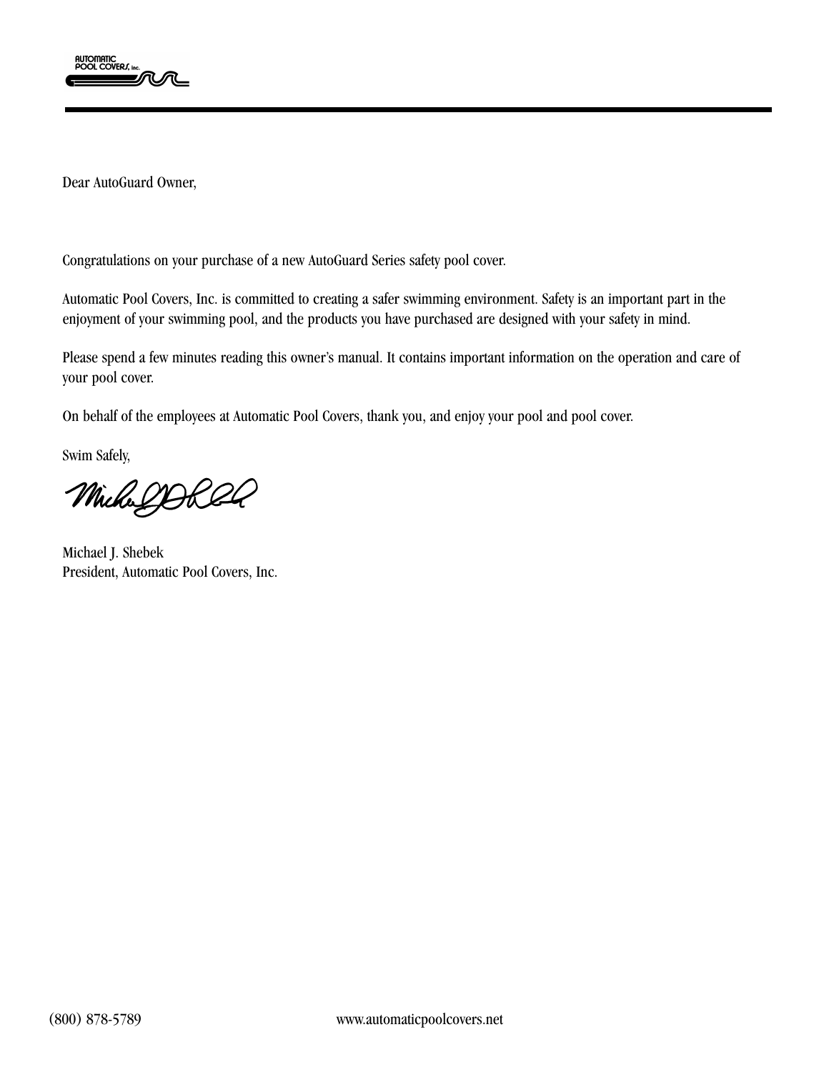Dear AutoGuard Owner,

Congratulations on your purchase of a new AutoGuard Series safety pool cover.

Automatic Pool Covers, Inc. is committed to creating a safer swimming environment. Safety is an important part in the enjoyment of your swimming pool, and the products you have purchased are designed with your safety in mind.

Please spend a few minutes reading this owner's manual. It contains important information on the operation and care of your pool cover.

On behalf of the employees at Automatic Pool Covers, thank you, and enjoy your pool and pool cover.

Swim Safely,

Michael J. Shebek
President, Automatic Pool Covers, Inc.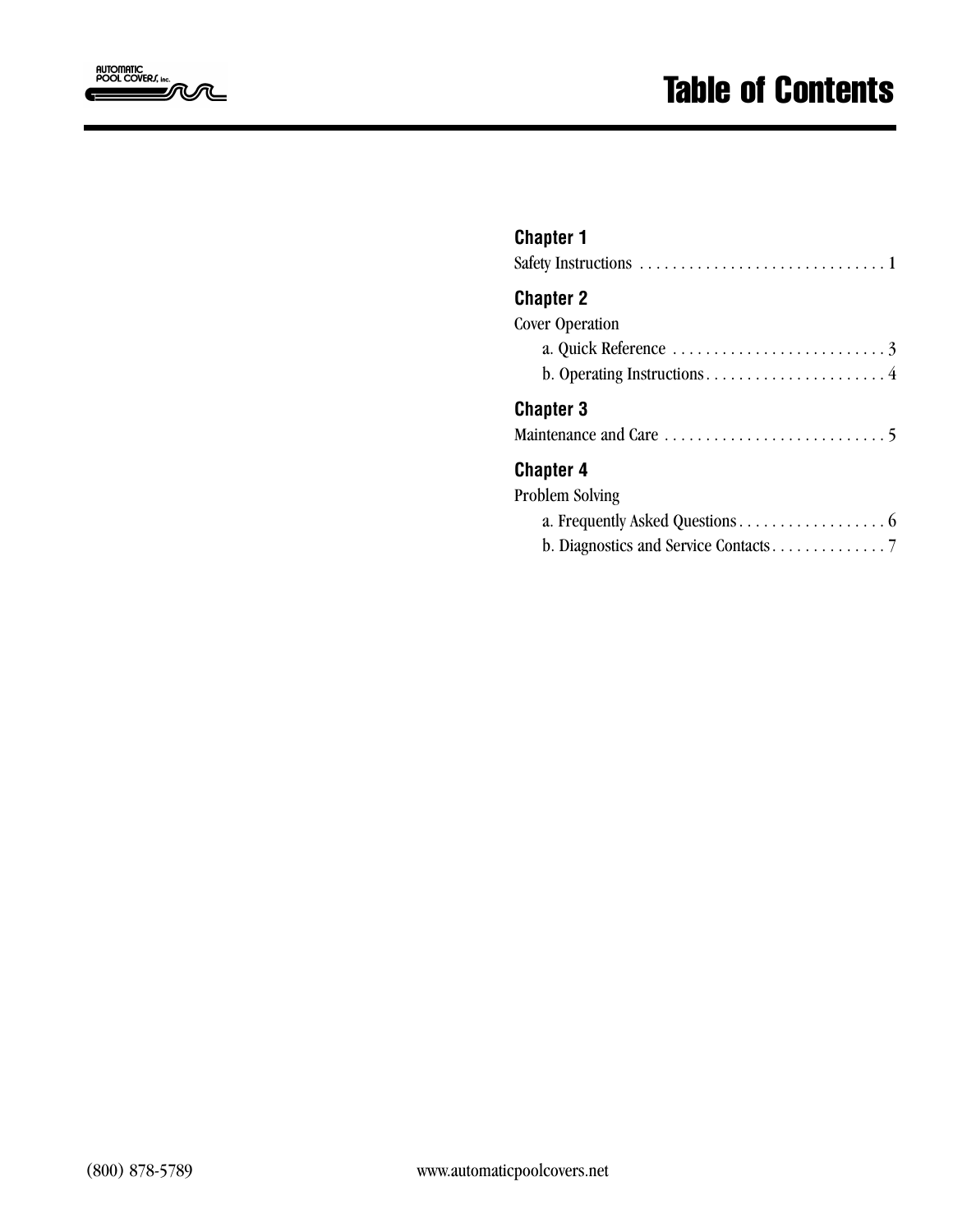# Table of Contents

**Chapter 1**

Safety Instructions . . . . . . . . . . . . . . . . . . . . . . . . . . . . . . 1

**Chapter 2**

Cover Operation

- a. Quick Reference . . . . . . . . . . . . . . . . . . . . . . . . . . 3
- b. Operating Instructions . . . . . . . . . . . . . . . . . . . . . . 4

**Chapter 3**

Maintenance and Care . . . . . . . . . . . . . . . . . . . . . . . . . . . 5

**Chapter 4**

Problem Solving

- a. Frequently Asked Questions . . . . . . . . . . . . . . . . . . 6
- b. Diagnostics and Service Contacts . . . . . . . . . . . . . 7

(800) 878-5789 www.automaticpoolcovers.net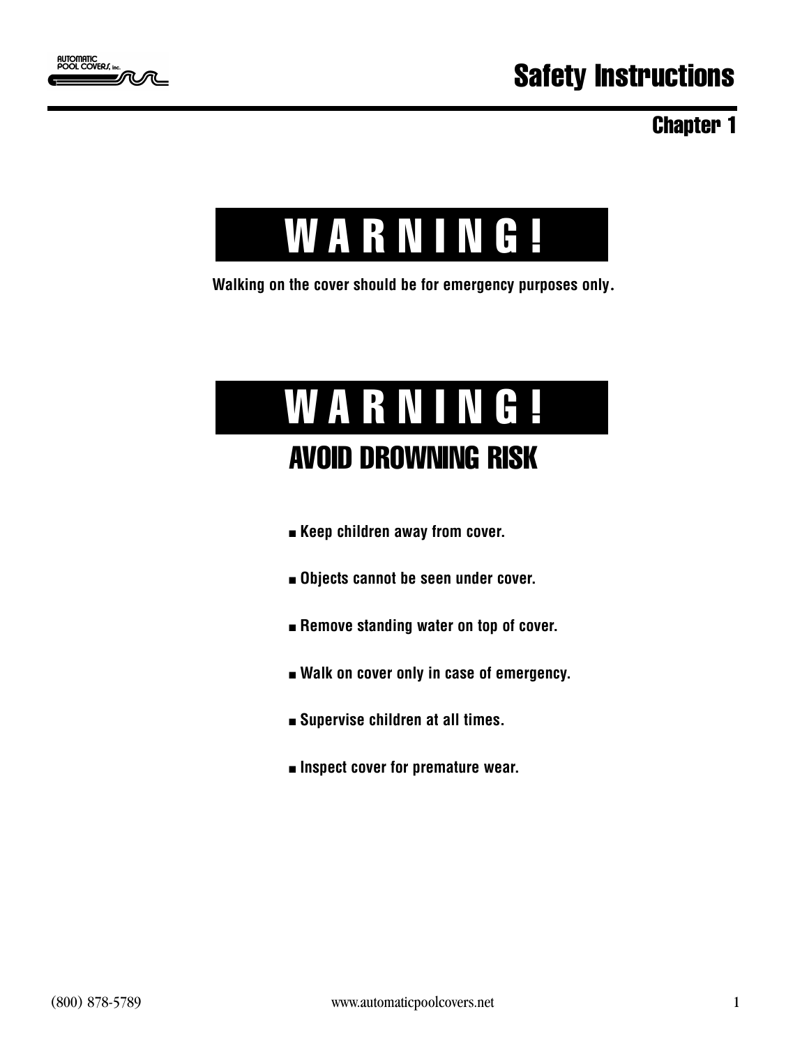# Safety Instructions

## Chapter 1

## W A R N I N G !

**Walking on the cover should be for emergency purposes only.**

## W A R N I N G !

### AVOID DROWNING RISK

- **Keep children away from cover.**
- **Objects cannot be seen under cover.**
- **Remove standing water on top of cover.**
- **Walk on cover only in case of emergency.**
- **Supervise children at all times.**
- **Inspect cover for premature wear.**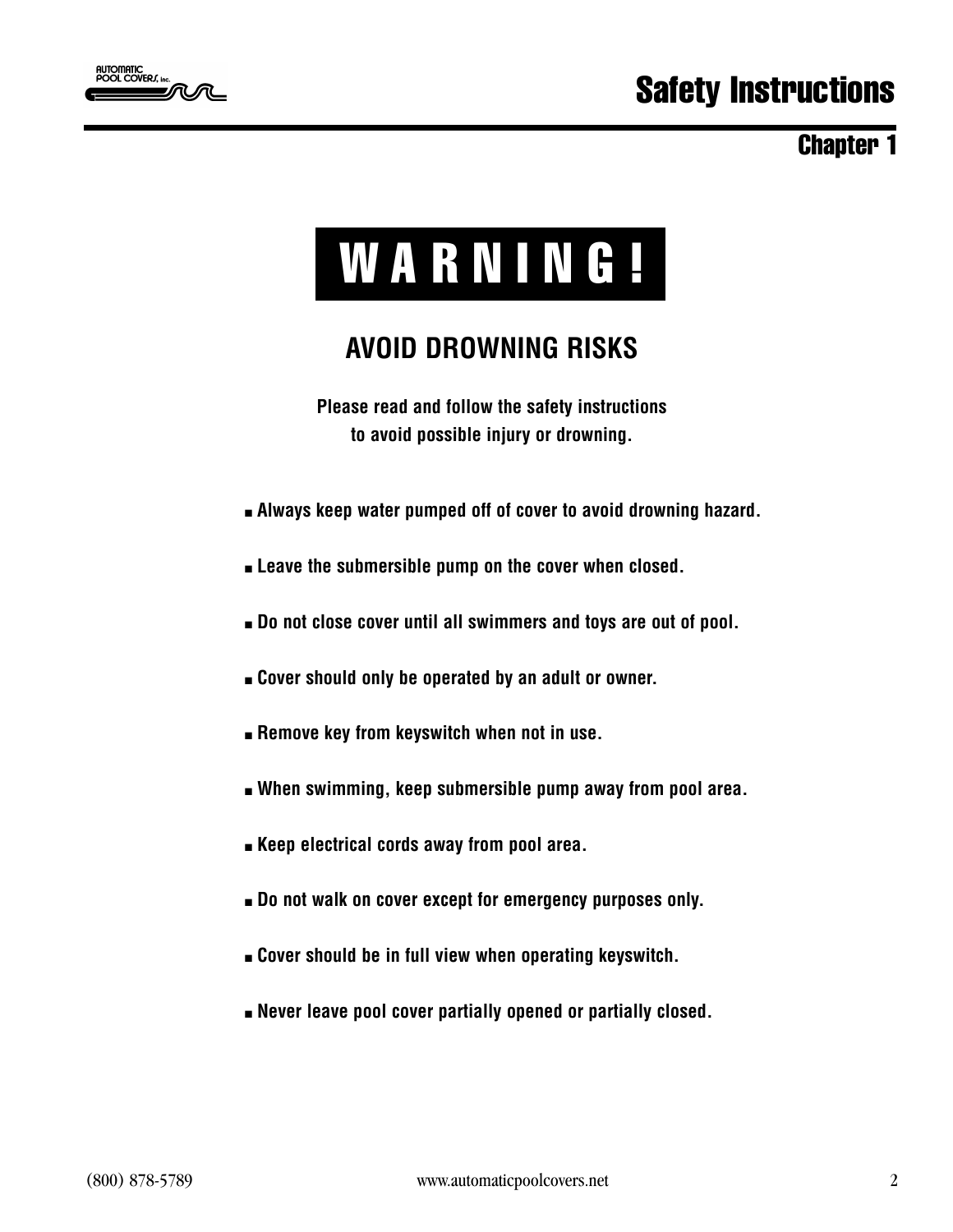# Safety Instructions

## Chapter 1

## WARNING!

### AVOID DROWNING RISKS

**Please read and follow the safety instructions to avoid possible injury or drowning.**

- **Always keep water pumped off of cover to avoid drowning hazard.**
- **Leave the submersible pump on the cover when closed.**
- **Do not close cover until all swimmers and toys are out of pool.**
- **Cover should only be operated by an adult or owner.**
- **Remove key from keyswitch when not in use.**
- **When swimming, keep submersible pump away from pool area.**
- **Keep electrical cords away from pool area.**
- **Do not walk on cover except for emergency purposes only.**
- **Cover should be in full view when operating keyswitch.**
- **Never leave pool cover partially opened or partially closed.**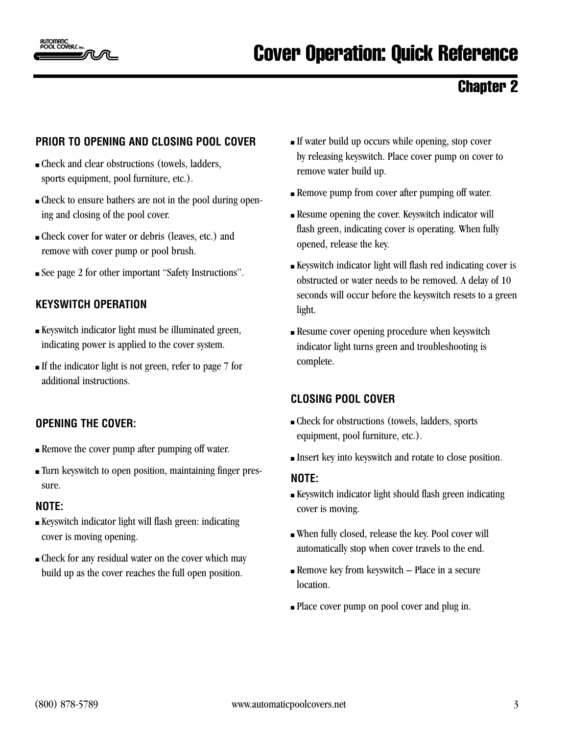# Cover Operation: Quick Reference

## Chapter 2

### PRIOR TO OPENING AND CLOSING POOL COVER

- Check and clear obstructions (towels, ladders, sports equipment, pool furniture, etc.).
- Check to ensure bathers are not in the pool during opening and closing of the pool cover.
- Check cover for water or debris (leaves, etc.) and remove with cover pump or pool brush.
- See page 2 for other important "Safety Instructions".

### KEYSWITCH OPERATION

- Keyswitch indicator light must be illuminated green, indicating power is applied to the cover system.
- If the indicator light is not green, refer to page 7 for additional instructions.

### OPENING THE COVER:

- Remove the cover pump after pumping off water.
- Turn keyswitch to open position, maintaining finger pressure.

**NOTE:**

- Keyswitch indicator light will flash green: indicating cover is moving opening.
- Check for any residual water on the cover which may build up as the cover reaches the full open position.
- If water build up occurs while opening, stop cover by releasing keyswitch. Place cover pump on cover to remove water build up.
- Remove pump from cover after pumping off water.
- Resume opening the cover. Keyswitch indicator will flash green, indicating cover is operating. When fully opened, release the key.
- Keyswitch indicator light will flash red indicating cover is obstructed or water needs to be removed. A delay of 10 seconds will occur before the keyswitch resets to a green light.
- Resume cover opening procedure when keyswitch indicator light turns green and troubleshooting is complete.

### CLOSING POOL COVER

- Check for obstructions (towels, ladders, sports equipment, pool furniture, etc.).
- Insert key into keyswitch and rotate to close position.

**NOTE:**

- Keyswitch indicator light should flash green indicating cover is moving.
- When fully closed, release the key. Pool cover will automatically stop when cover travels to the end.
- Remove key from keyswitch – Place in a secure location.
- Place cover pump on pool cover and plug in.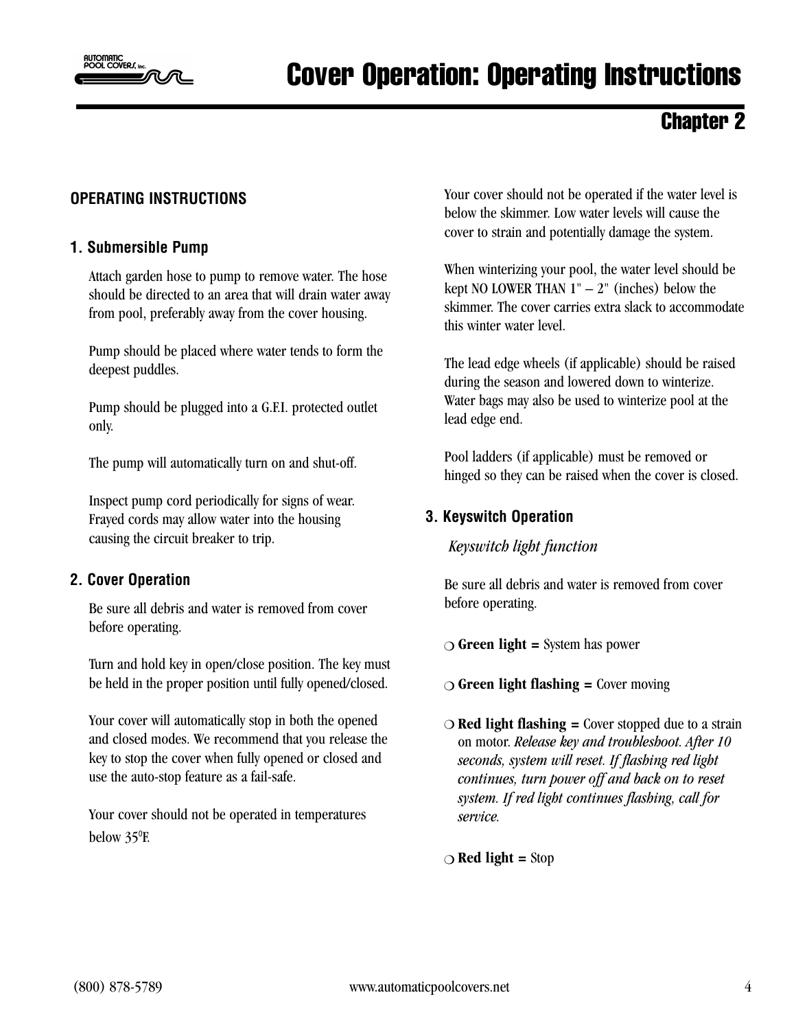# Cover Operation: Operating Instructions

## Chapter 2

### OPERATING INSTRUCTIONS

#### 1. Submersible Pump

Attach garden hose to pump to remove water. The hose should be directed to an area that will drain water away from pool, preferably away from the cover housing.

Pump should be placed where water tends to form the deepest puddles.

Pump should be plugged into a G.F.I. protected outlet only.

The pump will automatically turn on and shut-off.

Inspect pump cord periodically for signs of wear. Frayed cords may allow water into the housing causing the circuit breaker to trip.

#### 2. Cover Operation

Be sure all debris and water is removed from cover before operating.

Turn and hold key in open/close position. The key must be held in the proper position until fully opened/closed.

Your cover will automatically stop in both the opened and closed modes. We recommend that you release the key to stop the cover when fully opened or closed and use the auto-stop feature as a fail-safe.

Your cover should not be operated in temperatures below 35°F.

Your cover should not be operated if the water level is below the skimmer. Low water levels will cause the cover to strain and potentially damage the system.

When winterizing your pool, the water level should be kept NO LOWER THAN 1" – 2" (inches) below the skimmer. The cover carries extra slack to accommodate this winter water level.

The lead edge wheels (if applicable) should be raised during the season and lowered down to winterize. Water bags may also be used to winterize pool at the lead edge end.

Pool ladders (if applicable) must be removed or hinged so they can be raised when the cover is closed.

#### 3. Keyswitch Operation

*Keyswitch light function*

Be sure all debris and water is removed from cover before operating.

- **Green light =** System has power
- **Green light flashing =** Cover moving
- **Red light flashing =** Cover stopped due to a strain on motor. *Release key and troubleshoot. After 10 seconds, system will reset. If flashing red light continues, turn power off and back on to reset system. If red light continues flashing, call for service.*
- **Red light =** Stop

(800) 878-5789 www.automaticpoolcovers.net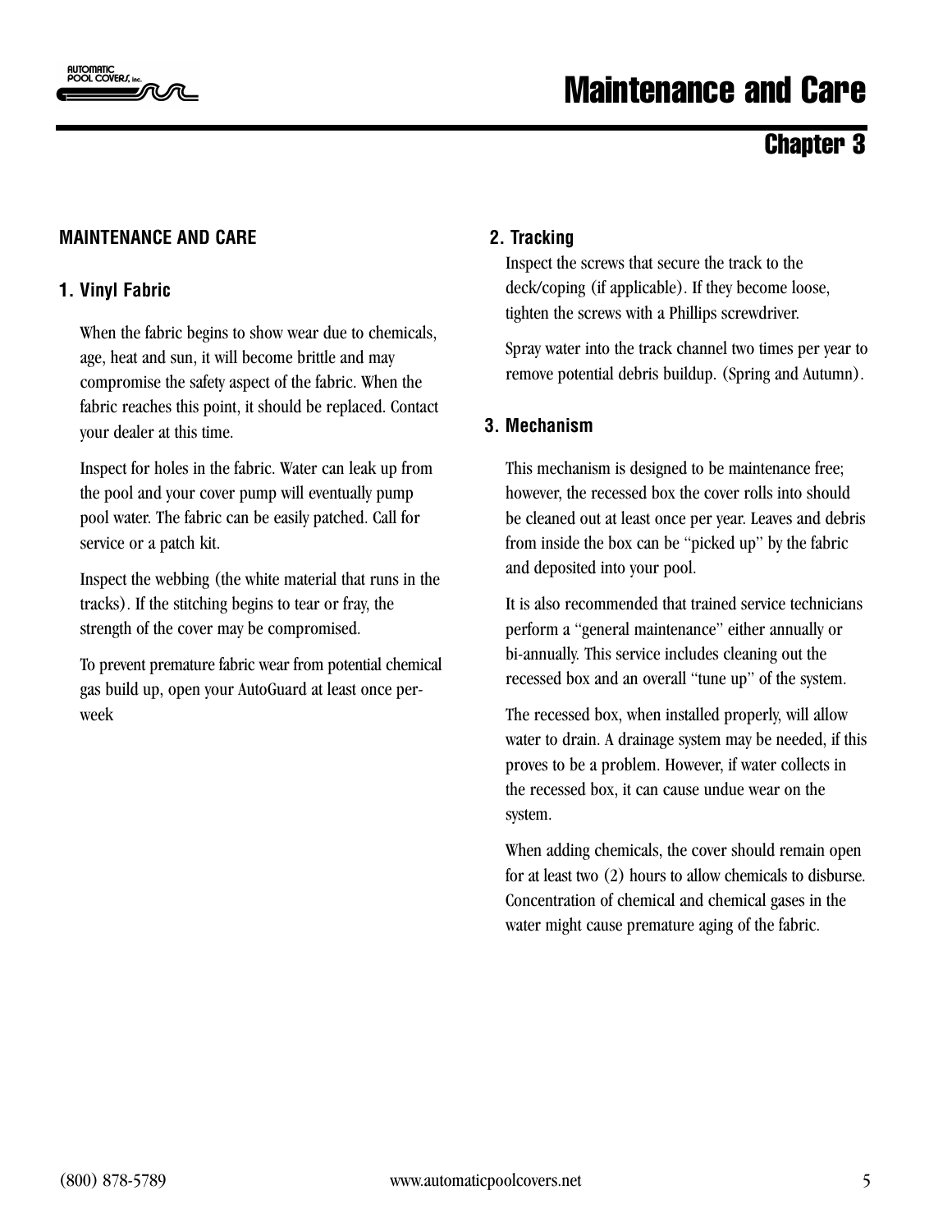# Maintenance and Care

## Chapter 3

### MAINTENANCE AND CARE

#### 1. Vinyl Fabric

When the fabric begins to show wear due to chemicals, age, heat and sun, it will become brittle and may compromise the safety aspect of the fabric. When the fabric reaches this point, it should be replaced. Contact your dealer at this time.

Inspect for holes in the fabric. Water can leak up from the pool and your cover pump will eventually pump pool water. The fabric can be easily patched. Call for service or a patch kit.

Inspect the webbing (the white material that runs in the tracks). If the stitching begins to tear or fray, the strength of the cover may be compromised.

To prevent premature fabric wear from potential chemical gas build up, open your AutoGuard at least once per-week

#### 2. Tracking

Inspect the screws that secure the track to the deck/coping (if applicable). If they become loose, tighten the screws with a Phillips screwdriver.

Spray water into the track channel two times per year to remove potential debris buildup. (Spring and Autumn).

#### 3. Mechanism

This mechanism is designed to be maintenance free; however, the recessed box the cover rolls into should be cleaned out at least once per year. Leaves and debris from inside the box can be "picked up" by the fabric and deposited into your pool.

It is also recommended that trained service technicians perform a "general maintenance" either annually or bi-annually. This service includes cleaning out the recessed box and an overall "tune up" of the system.

The recessed box, when installed properly, will allow water to drain. A drainage system may be needed, if this proves to be a problem. However, if water collects in the recessed box, it can cause undue wear on the system.

When adding chemicals, the cover should remain open for at least two (2) hours to allow chemicals to disburse. Concentration of chemical and chemical gases in the water might cause premature aging of the fabric.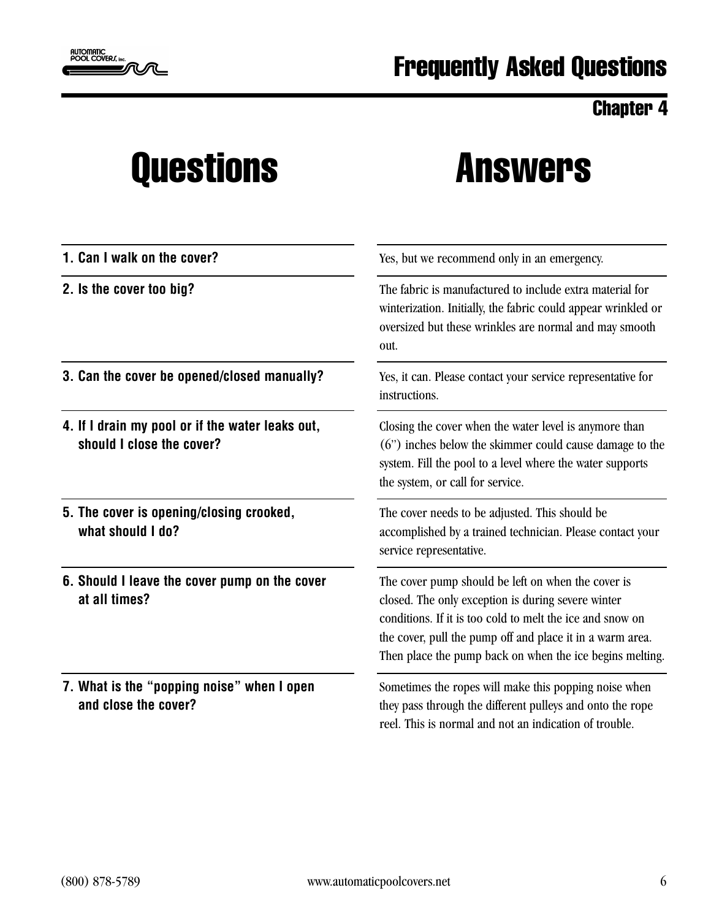# Frequently Asked Questions

## Chapter 4

| Questions | Answers |
| --- | --- |
| **1. Can I walk on the cover?** | Yes, but we recommend only in an emergency. |
| **2. Is the cover too big?** | The fabric is manufactured to include extra material for winterization. Initially, the fabric could appear wrinkled or oversized but these wrinkles are normal and may smooth out. |
| **3. Can the cover be opened/closed manually?** | Yes, it can. Please contact your service representative for instructions. |
| **4. If I drain my pool or if the water leaks out, should I close the cover?** | Closing the cover when the water level is anymore than (6") inches below the skimmer could cause damage to the system. Fill the pool to a level where the water supports the system, or call for service. |
| **5. The cover is opening/closing crooked, what should I do?** | The cover needs to be adjusted. This should be accomplished by a trained technician. Please contact your service representative. |
| **6. Should I leave the cover pump on the cover at all times?** | The cover pump should be left on when the cover is closed. The only exception is during severe winter conditions. If it is too cold to melt the ice and snow on the cover, pull the pump off and place it in a warm area. Then place the pump back on when the ice begins melting. |
| **7. What is the "popping noise" when I open and close the cover?** | Sometimes the ropes will make this popping noise when they pass through the different pulleys and onto the rope reel. This is normal and not an indication of trouble. |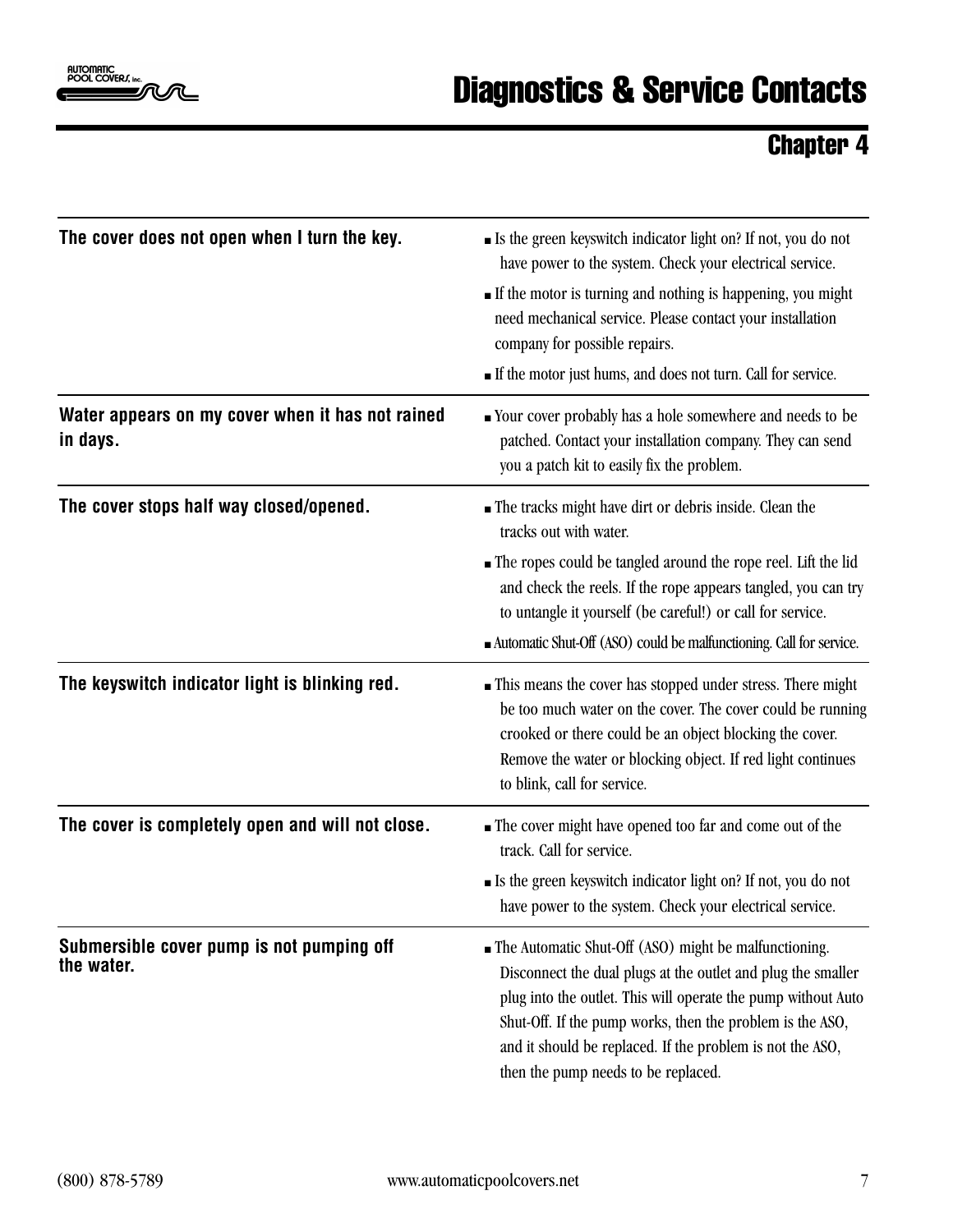# Diagnostics & Service Contacts

## Chapter 4

| | |
|---|---|
| **The cover does not open when I turn the key.** | ■ Is the green keyswitch indicator light on? If not, you do not have power to the system. Check your electrical service.<br>■ If the motor is turning and nothing is happening, you might need mechanical service. Please contact your installation company for possible repairs.<br>■ If the motor just hums, and does not turn. Call for service. |
| **Water appears on my cover when it has not rained in days.** | ■ Your cover probably has a hole somewhere and needs to be patched. Contact your installation company. They can send you a patch kit to easily fix the problem. |
| **The cover stops half way closed/opened.** | ■ The tracks might have dirt or debris inside. Clean the tracks out with water.<br>■ The ropes could be tangled around the rope reel. Lift the lid and check the reels. If the rope appears tangled, you can try to untangle it yourself (be careful!) or call for service.<br>■ Automatic Shut-Off (ASO) could be malfunctioning. Call for service. |
| **The keyswitch indicator light is blinking red.** | ■ This means the cover has stopped under stress. There might be too much water on the cover. The cover could be running crooked or there could be an object blocking the cover. Remove the water or blocking object. If red light continues to blink, call for service. |
| **The cover is completely open and will not close.** | ■ The cover might have opened too far and come out of the track. Call for service.<br>■ Is the green keyswitch indicator light on? If not, you do not have power to the system. Check your electrical service. |
| **Submersible cover pump is not pumping off the water.** | ■ The Automatic Shut-Off (ASO) might be malfunctioning. Disconnect the dual plugs at the outlet and plug the smaller plug into the outlet. This will operate the pump without Auto Shut-Off. If the pump works, then the problem is the ASO, and it should be replaced. If the problem is not the ASO, then the pump needs to be replaced. |

(800) 878-5789 www.automaticpoolcovers.net